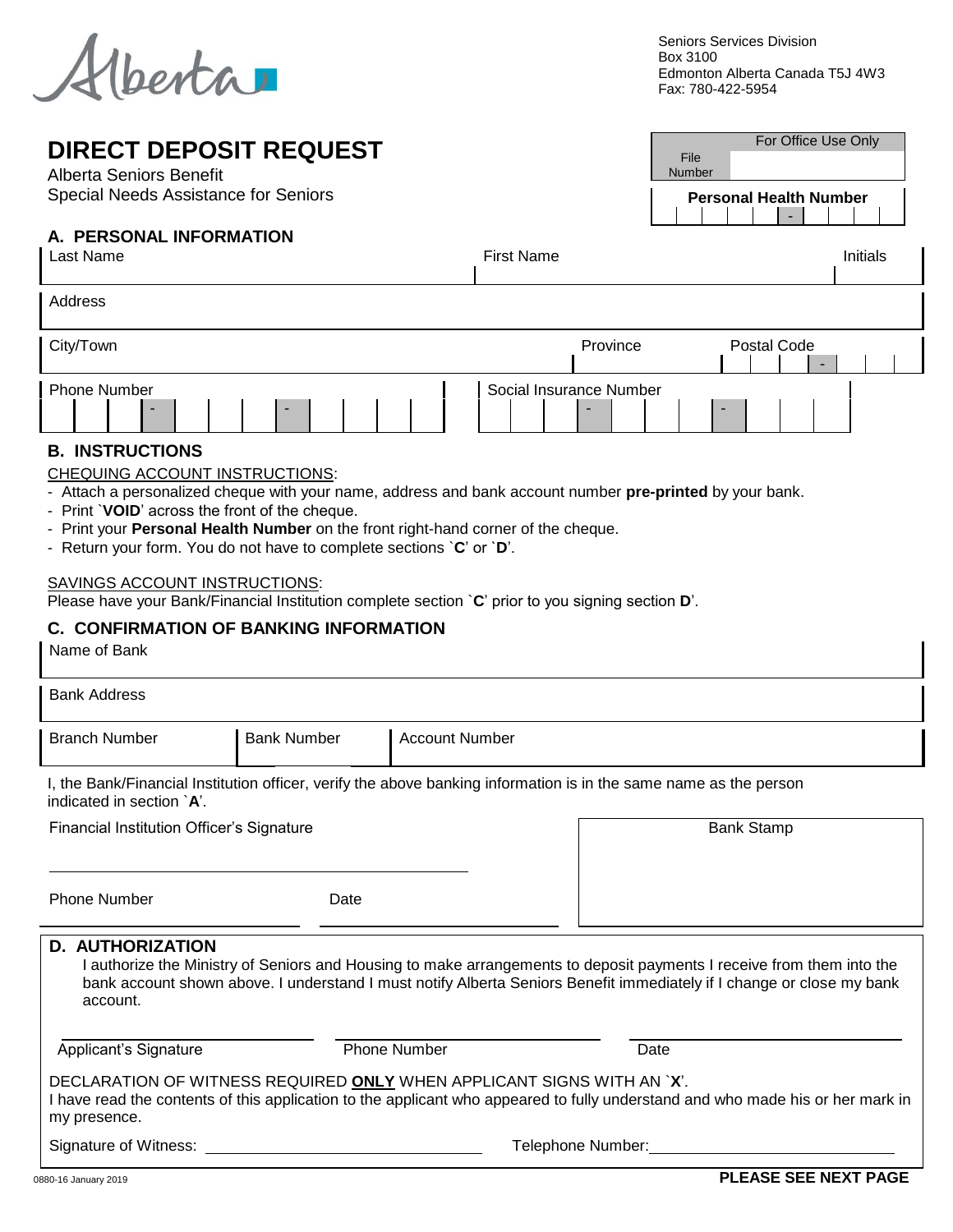Alberta

Seniors Services Division
Box 3100
Edmonton Alberta Canada T5J 4W3
Fax: 780-422-5954

# DIRECT DEPOSIT REQUEST

Alberta Seniors Benefit
Special Needs Assistance for Seniors

| For Office Use Only | |
|---|---|
| File Number | |

**Personal Health Number**

| | | | | - | | | |
|---|---|---|---|---|---|---|---|

## A. PERSONAL INFORMATION

| Last Name | First Name | Initials |
|---|---|---|
| | | |

| Address |
|---|
| |

| City/Town | Province | Postal Code |
|---|---|---|
| | | - |

| Phone Number | Social Insurance Number |
|---|---|
| - - | - - |

## B. INSTRUCTIONS

CHEQUING ACCOUNT INSTRUCTIONS:

- Attach a personalized cheque with your name, address and bank account number **pre-printed** by your bank.
- Print `**VOID**' across the front of the cheque.
- Print your **Personal Health Number** on the front right-hand corner of the cheque.
- Return your form. You do not have to complete sections `**C**' or `**D**'.

SAVINGS ACCOUNT INSTRUCTIONS:

Please have your Bank/Financial Institution complete section `**C**' prior to you signing section **D**'.

## C. CONFIRMATION OF BANKING INFORMATION

| Name of Bank |
|---|
| |

| Bank Address |
|---|
| |

| Branch Number | Bank Number | Account Number |
|---|---|---|
| | | |

I, the Bank/Financial Institution officer, verify the above banking information is in the same name as the person indicated in section `**A**'.

Financial Institution Officer's Signature ______________________

Phone Number ______________ Date ______________

Bank Stamp

## D. AUTHORIZATION

I authorize the Ministry of Seniors and Housing to make arrangements to deposit payments I receive from them into the bank account shown above. I understand I must notify Alberta Seniors Benefit immediately if I change or close my bank account.

______________________ ______________________ ______________________
Applicant's Signature Phone Number Date

DECLARATION OF WITNESS REQUIRED **ONLY** WHEN APPLICANT SIGNS WITH AN `**X**'.
I have read the contents of this application to the applicant who appeared to fully understand and who made his or her mark in my presence.

Signature of Witness: ______________________ Telephone Number: ______________________

0880-16 January 2019

**PLEASE SEE NEXT PAGE**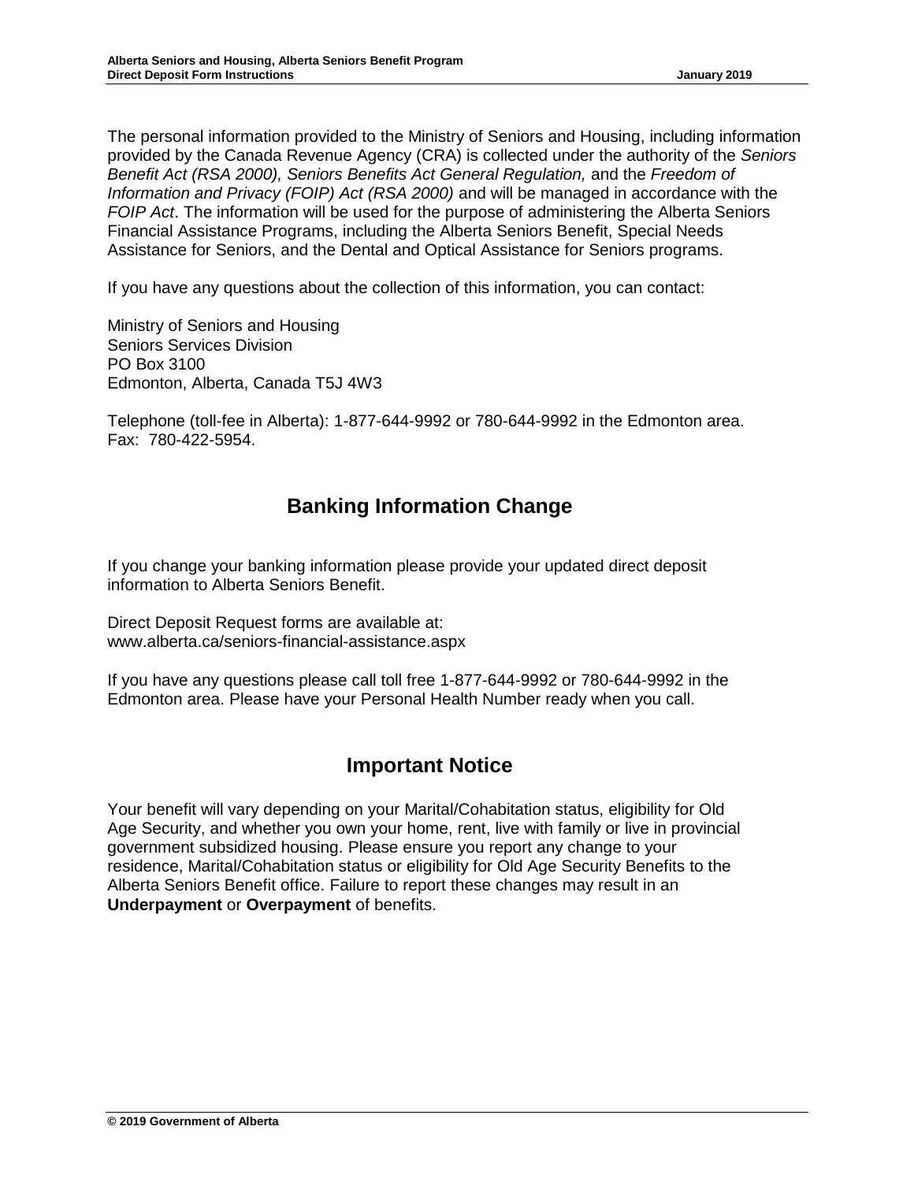The personal information provided to the Ministry of Seniors and Housing, including information provided by the Canada Revenue Agency (CRA) is collected under the authority of the *Seniors Benefit Act (RSA 2000), Seniors Benefits Act General Regulation,* and the *Freedom of Information and Privacy (FOIP) Act (RSA 2000)* and will be managed in accordance with the *FOIP Act*. The information will be used for the purpose of administering the Alberta Seniors Financial Assistance Programs, including the Alberta Seniors Benefit, Special Needs Assistance for Seniors, and the Dental and Optical Assistance for Seniors programs.

If you have any questions about the collection of this information, you can contact:

Ministry of Seniors and Housing
Seniors Services Division
PO Box 3100
Edmonton, Alberta, Canada T5J 4W3

Telephone (toll-fee in Alberta): 1-877-644-9992 or 780-644-9992 in the Edmonton area.
Fax: 780-422-5954.

## Banking Information Change

If you change your banking information please provide your updated direct deposit information to Alberta Seniors Benefit.

Direct Deposit Request forms are available at:
www.alberta.ca/seniors-financial-assistance.aspx

If you have any questions please call toll free 1-877-644-9992 or 780-644-9992 in the Edmonton area. Please have your Personal Health Number ready when you call.

## Important Notice

Your benefit will vary depending on your Marital/Cohabitation status, eligibility for Old Age Security, and whether you own your home, rent, live with family or live in provincial government subsidized housing. Please ensure you report any change to your residence, Marital/Cohabitation status or eligibility for Old Age Security Benefits to the Alberta Seniors Benefit office. Failure to report these changes may result in an **Underpayment** or **Overpayment** of benefits.